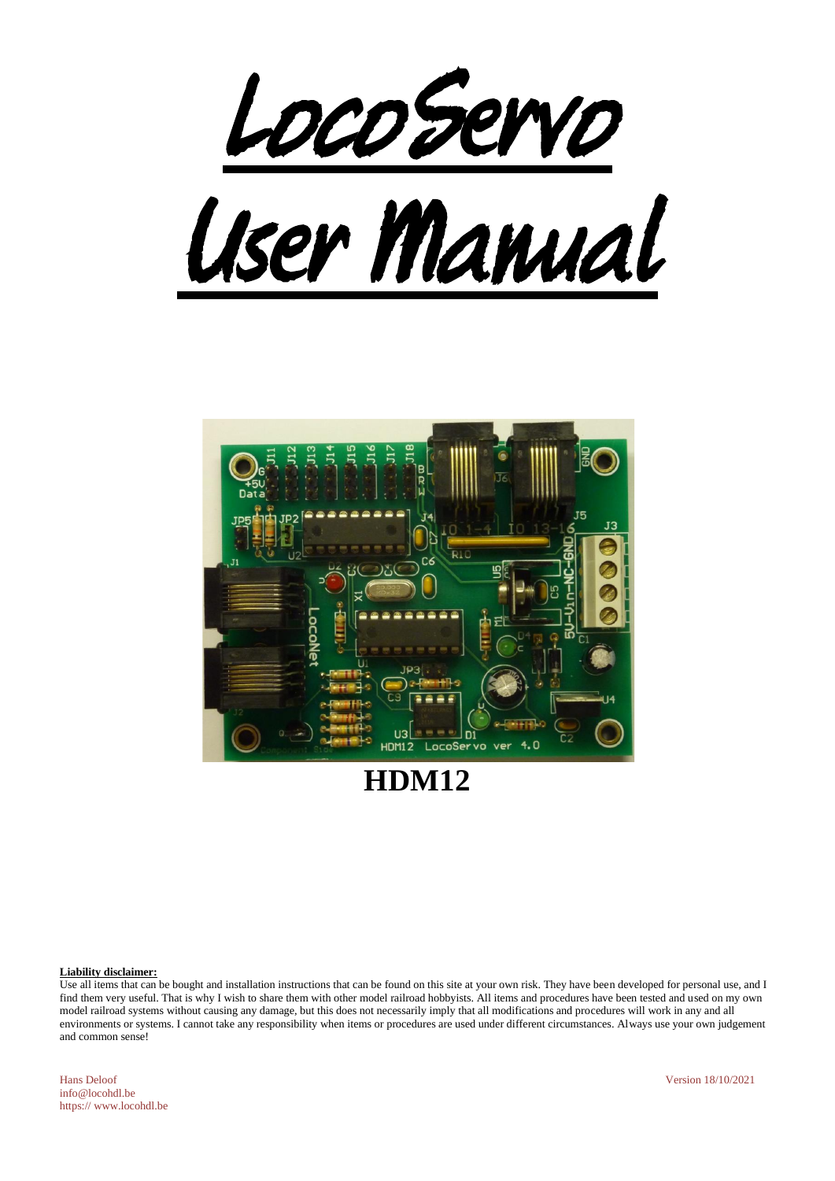# LocoServo

# User Manual

**HDM12**

**Liability disclaimer:**

Use all items that can be bought and installation instructions that can be found on this site at your own risk. They have been developed for personal use, and I find them very useful. That is why I wish to share them with other model railroad hobbyists. All items and procedures have been tested and used on my own model railroad systems without causing any damage, but this does not necessarily imply that all modifications and procedures will work in any and all environments or systems. I cannot take any responsibility when items or procedures are used under different circumstances. Always use your own judgement and common sense!

Hans Deloof
info@locohdl.be
https:// www.locohdl.be

Version 18/10/2021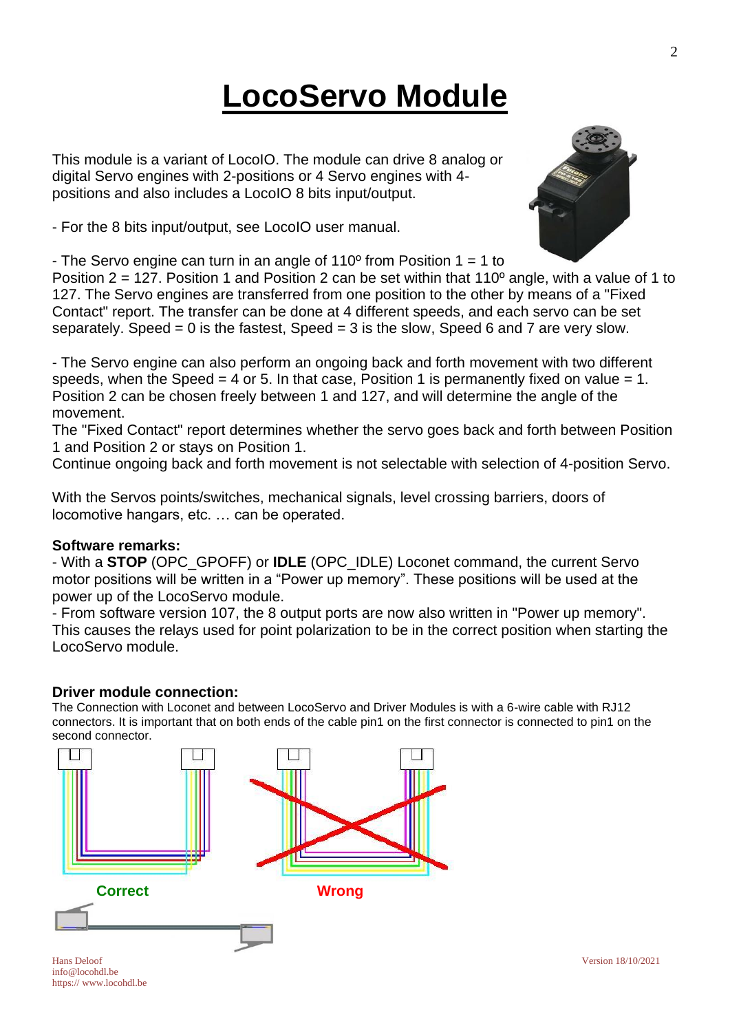# LocoServo Module

This module is a variant of LocoIO. The module can drive 8 analog or digital Servo engines with 2-positions or 4 Servo engines with 4-positions and also includes a LocoIO 8 bits input/output.

- For the 8 bits input/output, see LocoIO user manual.

- The Servo engine can turn in an angle of 110º from Position 1 = 1 to Position 2 = 127. Position 1 and Position 2 can be set within that 110º angle, with a value of 1 to 127. The Servo engines are transferred from one position to the other by means of a "Fixed Contact" report. The transfer can be done at 4 different speeds, and each servo can be set separately. Speed = 0 is the fastest, Speed = 3 is the slow, Speed 6 and 7 are very slow.

- The Servo engine can also perform an ongoing back and forth movement with two different speeds, when the Speed = 4 or 5. In that case, Position 1 is permanently fixed on value = 1. Position 2 can be chosen freely between 1 and 127, and will determine the angle of the movement.
The "Fixed Contact" report determines whether the servo goes back and forth between Position 1 and Position 2 or stays on Position 1.
Continue ongoing back and forth movement is not selectable with selection of 4-position Servo.

With the Servos points/switches, mechanical signals, level crossing barriers, doors of locomotive hangars, etc. … can be operated.

**Software remarks:**
- With a **STOP** (OPC_GPOFF) or **IDLE** (OPC_IDLE) Loconet command, the current Servo motor positions will be written in a "Power up memory". These positions will be used at the power up of the LocoServo module.
- From software version 107, the 8 output ports are now also written in "Power up memory". This causes the relays used for point polarization to be in the correct position when starting the LocoServo module.

**Driver module connection:**
The Connection with Loconet and between LocoServo and Driver Modules is with a 6-wire cable with RJ12 connectors. It is important that on both ends of the cable pin1 on the first connector is connected to pin1 on the second connector.

Correct

Wrong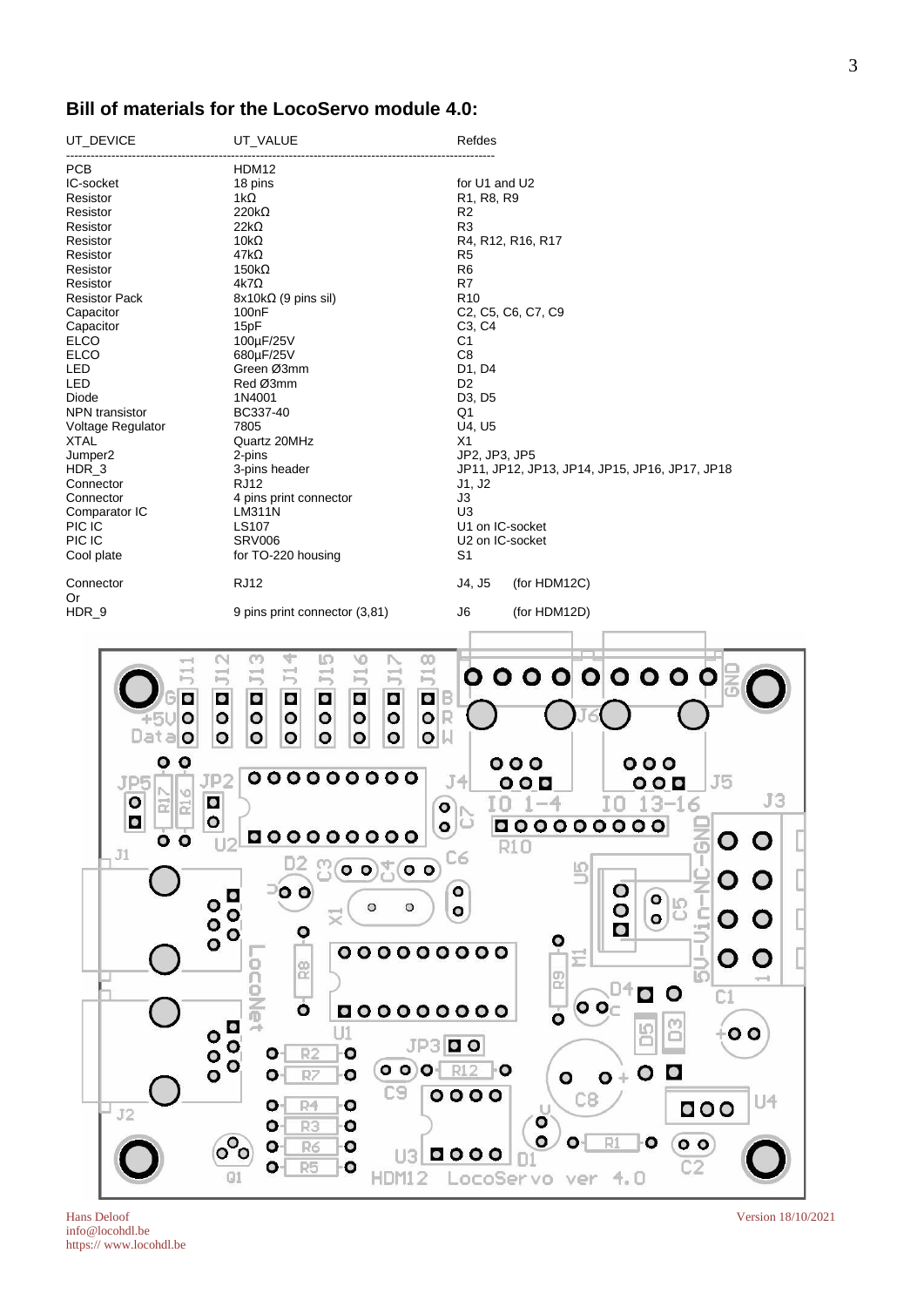## Bill of materials for the LocoServo module 4.0:

| UT_DEVICE | UT_VALUE | Refdes |
|---|---|---|
| PCB | HDM12 | |
| IC-socket | 18 pins | for U1 and U2 |
| Resistor | 1kΩ | R1, R8, R9 |
| Resistor | 220kΩ | R2 |
| Resistor | 22kΩ | R3 |
| Resistor | 10kΩ | R4, R12, R16, R17 |
| Resistor | 47kΩ | R5 |
| Resistor | 150kΩ | R6 |
| Resistor | 4k7Ω | R7 |
| Resistor Pack | 8x10kΩ (9 pins sil) | R10 |
| Capacitor | 100nF | C2, C5, C6, C7, C9 |
| Capacitor | 15pF | C3, C4 |
| ELCO | 100µF/25V | C1 |
| ELCO | 680µF/25V | C8 |
| LED | Green Ø3mm | D1, D4 |
| LED | Red Ø3mm | D2 |
| Diode | 1N4001 | D3, D5 |
| NPN transistor | BC337-40 | Q1 |
| Voltage Regulator | 7805 | U4, U5 |
| XTAL | Quartz 20MHz | X1 |
| Jumper2 | 2-pins | JP2, JP3, JP5 |
| HDR_3 | 3-pins header | JP11, JP12, JP13, JP14, JP15, JP16, JP17, JP18 |
| Connector | RJ12 | J1, J2 |
| Connector | 4 pins print connector | J3 |
| Comparator IC | LM311N | U3 |
| PIC IC | LS107 | U1 on IC-socket |
| PIC IC | SRV006 | U2 on IC-socket |
| Cool plate | for TO-220 housing | S1 |
| Connector | RJ12 | J4, J5 (for HDM12C) |
| Or | | |
| HDR_9 | 9 pins print connector (3,81) | J6 (for HDM12D) |

Hans Deloof
info@locohdl.be
https:// www.locohdl.be

Version 18/10/2021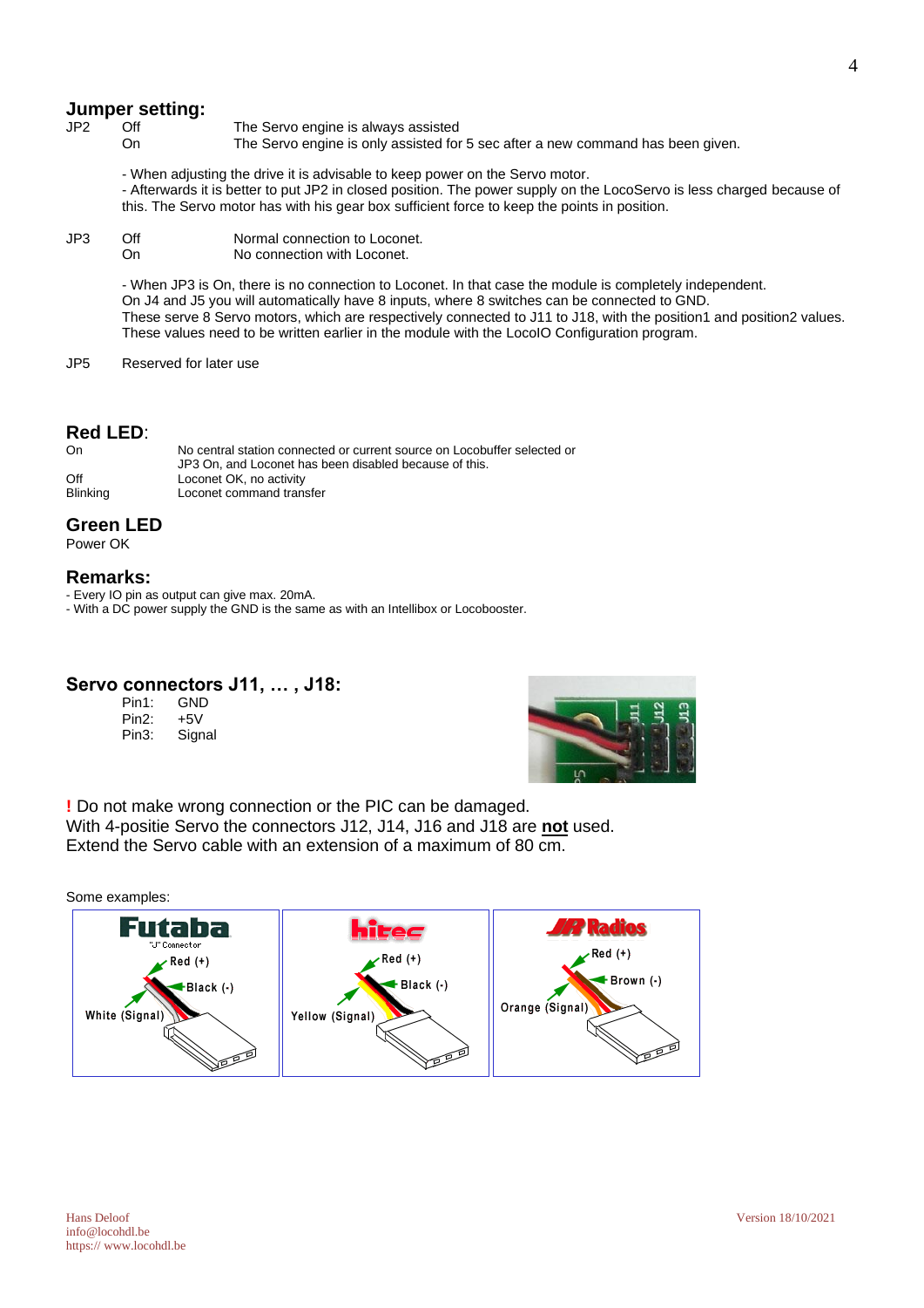## Jumper setting:

| | | |
|---|---|---|
| JP2 | Off | The Servo engine is always assisted |
| | On | The Servo engine is only assisted for 5 sec after a new command has been given. |

- When adjusting the drive it is advisable to keep power on the Servo motor.
- Afterwards it is better to put JP2 in closed position. The power supply on the LocoServo is less charged because of this. The Servo motor has with his gear box sufficient force to keep the points in position.

| | | |
|---|---|---|
| JP3 | Off | Normal connection to Loconet. |
| | On | No connection with Loconet. |

- When JP3 is On, there is no connection to Loconet. In that case the module is completely independent.
On J4 and J5 you will automatically have 8 inputs, where 8 switches can be connected to GND.
These serve 8 Servo motors, which are respectively connected to J11 to J18, with the position1 and position2 values. These values need to be written earlier in the module with the LocoIO Configuration program.

JP5 Reserved for later use

## Red LED:

| | |
|---|---|
| On | No central station connected or current source on Locobuffer selected or JP3 On, and Loconet has been disabled because of this. |
| Off | Loconet OK, no activity |
| Blinking | Loconet command transfer |

## Green LED

Power OK

## Remarks:

- Every IO pin as output can give max. 20mA.
- With a DC power supply the GND is the same as with an Intellibox or Locobooster.

## Servo connectors J11, … , J18:

Pin1: GND
Pin2: +5V
Pin3: Signal

**!** Do not make wrong connection or the PIC can be damaged.
With 4-positie Servo the connectors J12, J14, J16 and J18 are **not** used.
Extend the Servo cable with an extension of a maximum of 80 cm.

Some examples:

| Futaba "J" Connector | hitec | JR Radios |
|---|---|---|
| Red (+) | Red (+) | Red (+) |
| Black (-) | Black (-) | Brown (-) |
| White (Signal) | Yellow (Signal) | Orange (Signal) |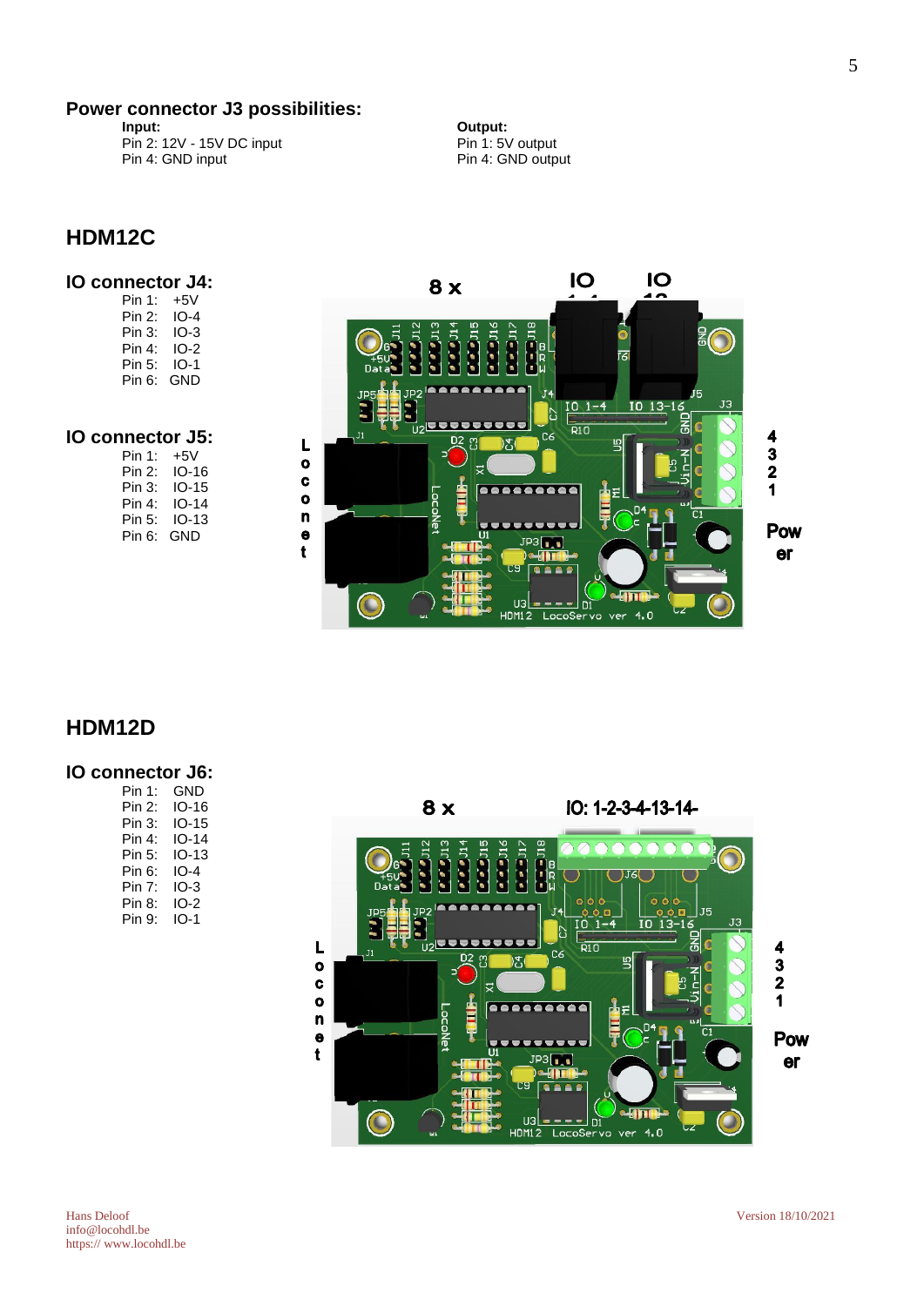## Power connector J3 possibilities:

**Input:**
Pin 2: 12V - 15V DC input
Pin 4: GND input

**Output:**
Pin 1: 5V output
Pin 4: GND output

## HDM12C

### IO connector J4:

Pin 1: +5V
Pin 2: IO-4
Pin 3: IO-3
Pin 4: IO-2
Pin 5: IO-1
Pin 6: GND

### IO connector J5:

Pin 1: +5V
Pin 2: IO-16
Pin 3: IO-15
Pin 4: IO-14
Pin 5: IO-13
Pin 6: GND

## HDM12D

### IO connector J6:

Pin 1: GND
Pin 2: IO-16
Pin 3: IO-15
Pin 4: IO-14
Pin 5: IO-13
Pin 6: IO-4
Pin 7: IO-3
Pin 8: IO-2
Pin 9: IO-1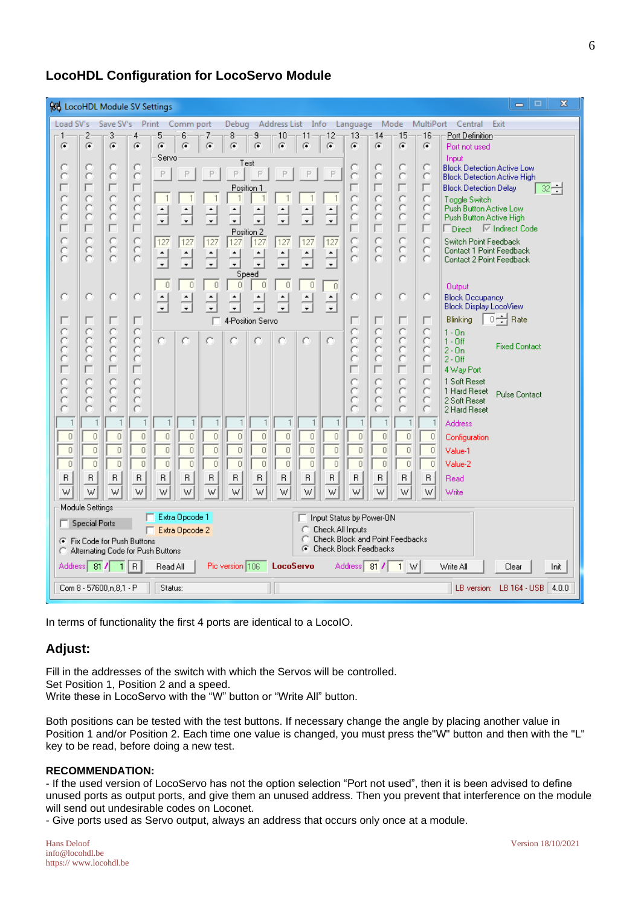## LocoHDL Configuration for LocoServo Module

In terms of functionality the first 4 ports are identical to a LocoIO.

## Adjust:

Fill in the addresses of the switch with which the Servos will be controlled.
Set Position 1, Position 2 and a speed.
Write these in LocoServo with the "W" button or "Write All" button.

Both positions can be tested with the test buttons. If necessary change the angle by placing another value in Position 1 and/or Position 2. Each time one value is changed, you must press the"W" button and then with the "L" key to be read, before doing a new test.

**RECOMMENDATION:**

- If the used version of LocoServo has not the option selection "Port not used", then it is been advised to define unused ports as output ports, and give them an unused address. Then you prevent that interference on the module will send out undesirable codes on Loconet.
- Give ports used as Servo output, always an address that occurs only once at a module.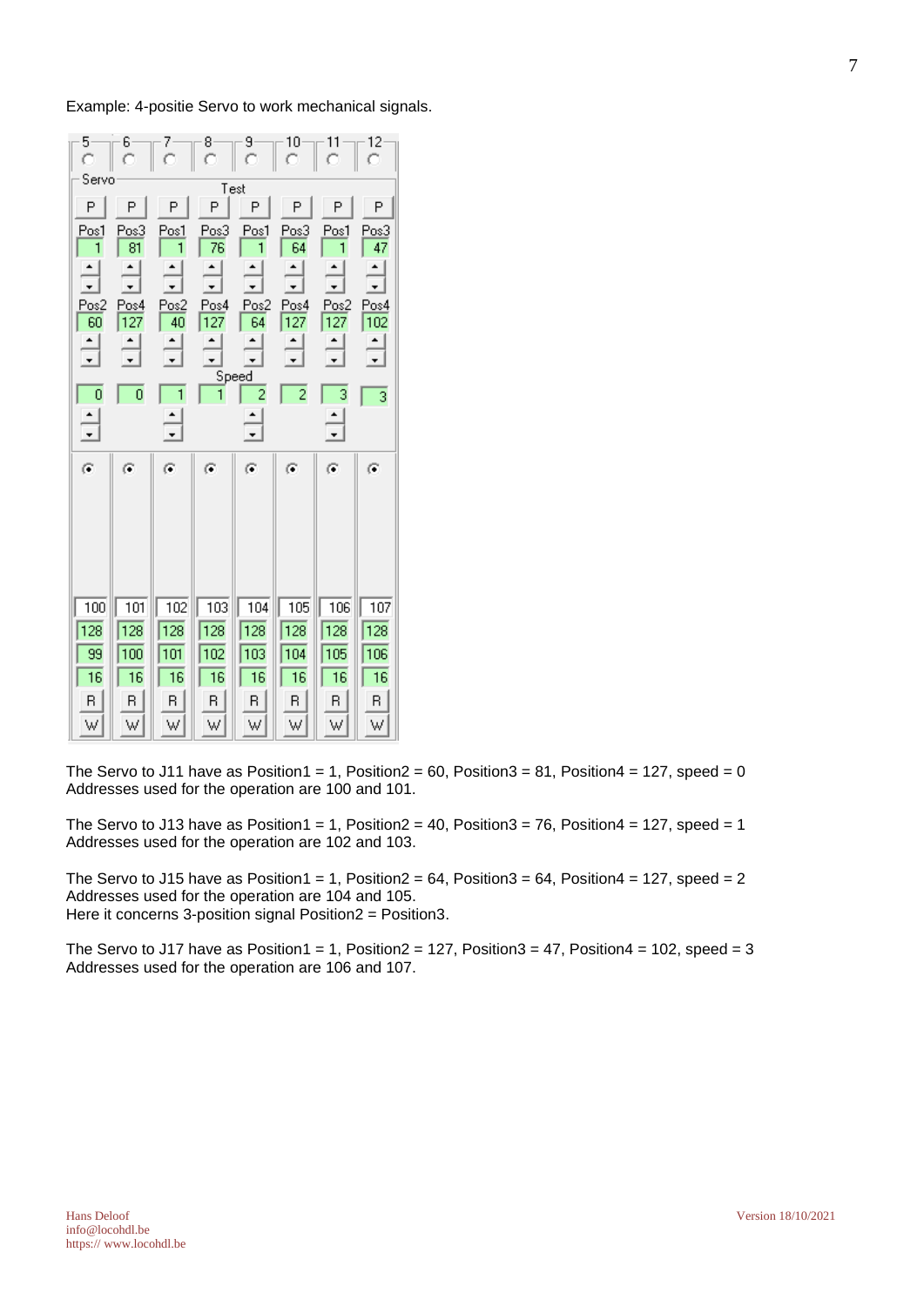Example: 4-positie Servo to work mechanical signals.

| 5 | 6 | 7 | 8 | 9 | 10 | 11 | 12 |
|---|---|---|---|---|---|---|---|
| P | P | P | P | P | P | P | P |
| Pos1 | Pos3 | Pos1 | Pos3 | Pos1 | Pos3 | Pos1 | Pos3 |
| 1 | 81 | 1 | 76 | 1 | 64 | 1 | 47 |
| Pos2 | Pos4 | Pos2 | Pos4 | Pos2 | Pos4 | Pos2 | Pos4 |
| 60 | 127 | 40 | 127 | 64 | 127 | 127 | 102 |
| Speed | | | | | | | |
| 0 | 0 | 1 | 1 | 2 | 2 | 3 | 3 |
| 100 | 101 | 102 | 103 | 104 | 105 | 106 | 107 |
| 128 | 128 | 128 | 128 | 128 | 128 | 128 | 128 |
| 99 | 100 | 101 | 102 | 103 | 104 | 105 | 106 |
| 16 | 16 | 16 | 16 | 16 | 16 | 16 | 16 |
| R | R | R | R | R | R | R | R |
| W | W | W | W | W | W | W | W |

The Servo to J11 have as Position1 = 1, Position2 = 60, Position3 = 81, Position4 = 127, speed = 0
Addresses used for the operation are 100 and 101.

The Servo to J13 have as Position1 = 1, Position2 = 40, Position3 = 76, Position4 = 127, speed = 1
Addresses used for the operation are 102 and 103.

The Servo to J15 have as Position1 = 1, Position2 = 64, Position3 = 64, Position4 = 127, speed = 2
Addresses used for the operation are 104 and 105.
Here it concerns 3-position signal Position2 = Position3.

The Servo to J17 have as Position1 = 1, Position2 = 127, Position3 = 47, Position4 = 102, speed = 3
Addresses used for the operation are 106 and 107.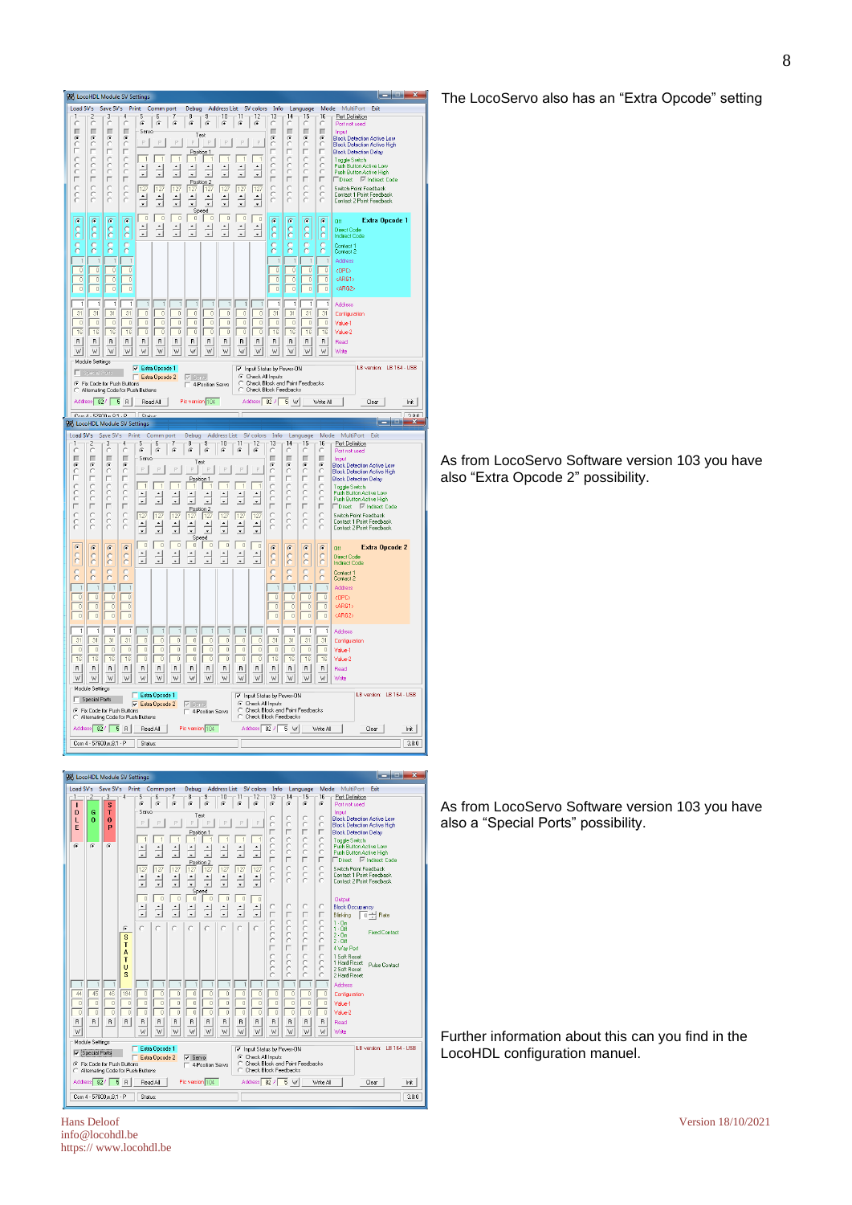The LocoServo also has an “Extra Opcode” setting

As from LocoServo Software version 103 you have also “Extra Opcode 2” possibility.

As from LocoServo Software version 103 you have also a “Special Ports” possibility.

Further information about this can you find in the LocoHDL configuration manuel.

Hans Deloof
info@locohdl.be
https:// www.locohdl.be

Version 18/10/2021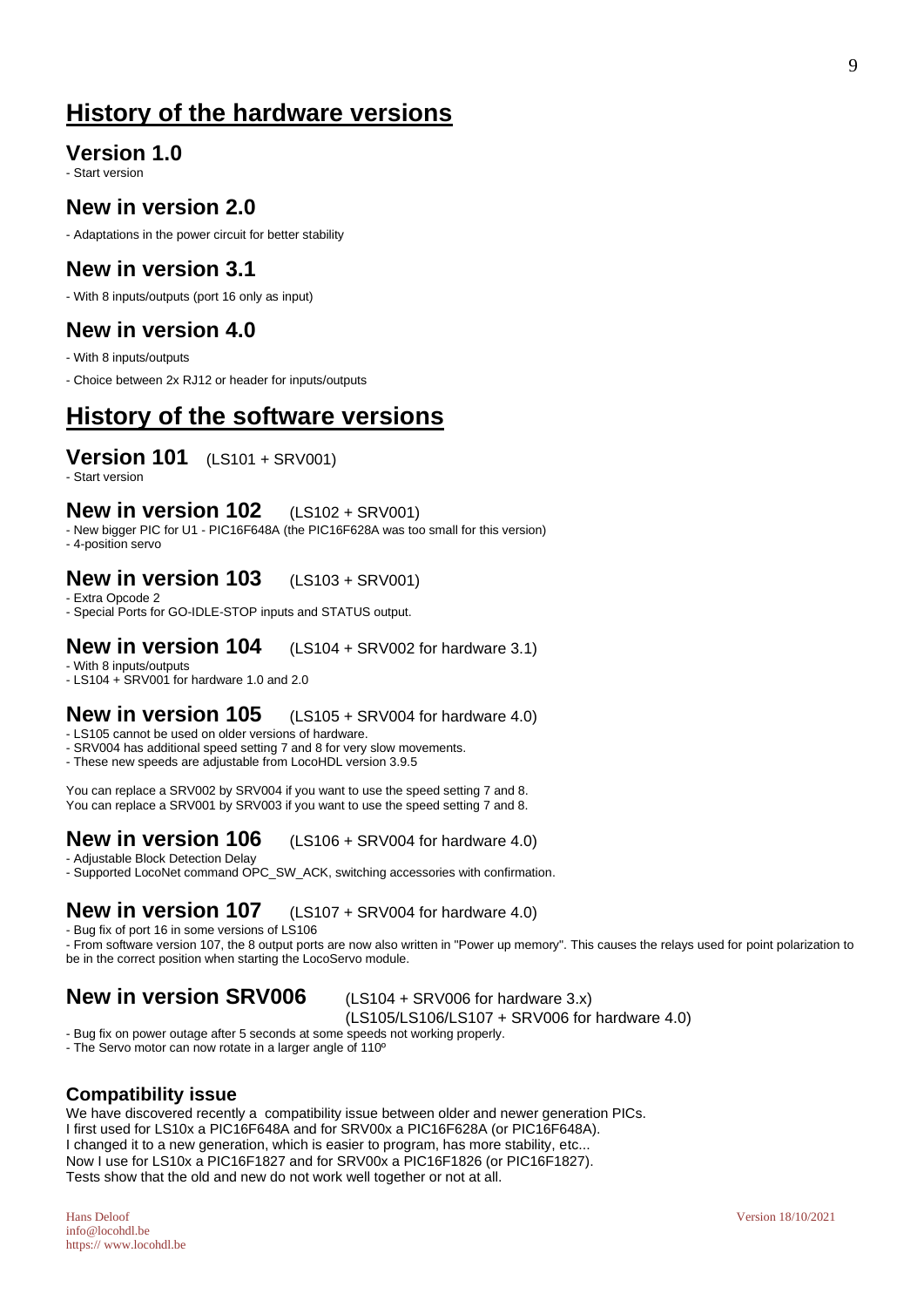# History of the hardware versions

## Version 1.0

- Start version

## New in version 2.0

- Adaptations in the power circuit for better stability

## New in version 3.1

- With 8 inputs/outputs (port 16 only as input)

## New in version 4.0

- With 8 inputs/outputs
- Choice between 2x RJ12 or header for inputs/outputs

# History of the software versions

## Version 101 (LS101 + SRV001)

- Start version

## New in version 102 (LS102 + SRV001)

- New bigger PIC for U1 - PIC16F648A (the PIC16F628A was too small for this version)
- 4-position servo

## New in version 103 (LS103 + SRV001)

- Extra Opcode 2
- Special Ports for GO-IDLE-STOP inputs and STATUS output.

## New in version 104 (LS104 + SRV002 for hardware 3.1)

- With 8 inputs/outputs
- LS104 + SRV001 for hardware 1.0 and 2.0

## New in version 105 (LS105 + SRV004 for hardware 4.0)

- LS105 cannot be used on older versions of hardware.
- SRV004 has additional speed setting 7 and 8 for very slow movements.
- These new speeds are adjustable from LocoHDL version 3.9.5

You can replace a SRV002 by SRV004 if you want to use the speed setting 7 and 8.
You can replace a SRV001 by SRV003 if you want to use the speed setting 7 and 8.

## New in version 106 (LS106 + SRV004 for hardware 4.0)

- Adjustable Block Detection Delay
- Supported LocoNet command OPC_SW_ACK, switching accessories with confirmation.

## New in version 107 (LS107 + SRV004 for hardware 4.0)

- Bug fix of port 16 in some versions of LS106
- From software version 107, the 8 output ports are now also written in "Power up memory". This causes the relays used for point polarization to be in the correct position when starting the LocoServo module.

## New in version SRV006 (LS104 + SRV006 for hardware 3.x) (LS105/LS106/LS107 + SRV006 for hardware 4.0)

- Bug fix on power outage after 5 seconds at some speeds not working properly.
- The Servo motor can now rotate in a larger angle of 110º

### Compatibility issue

We have discovered recently a compatibility issue between older and newer generation PICs.
I first used for LS10x a PIC16F648A and for SRV00x a PIC16F628A (or PIC16F648A).
I changed it to a new generation, which is easier to program, has more stability, etc...
Now I use for LS10x a PIC16F1827 and for SRV00x a PIC16F1826 (or PIC16F1827).
Tests show that the old and new do not work well together or not at all.